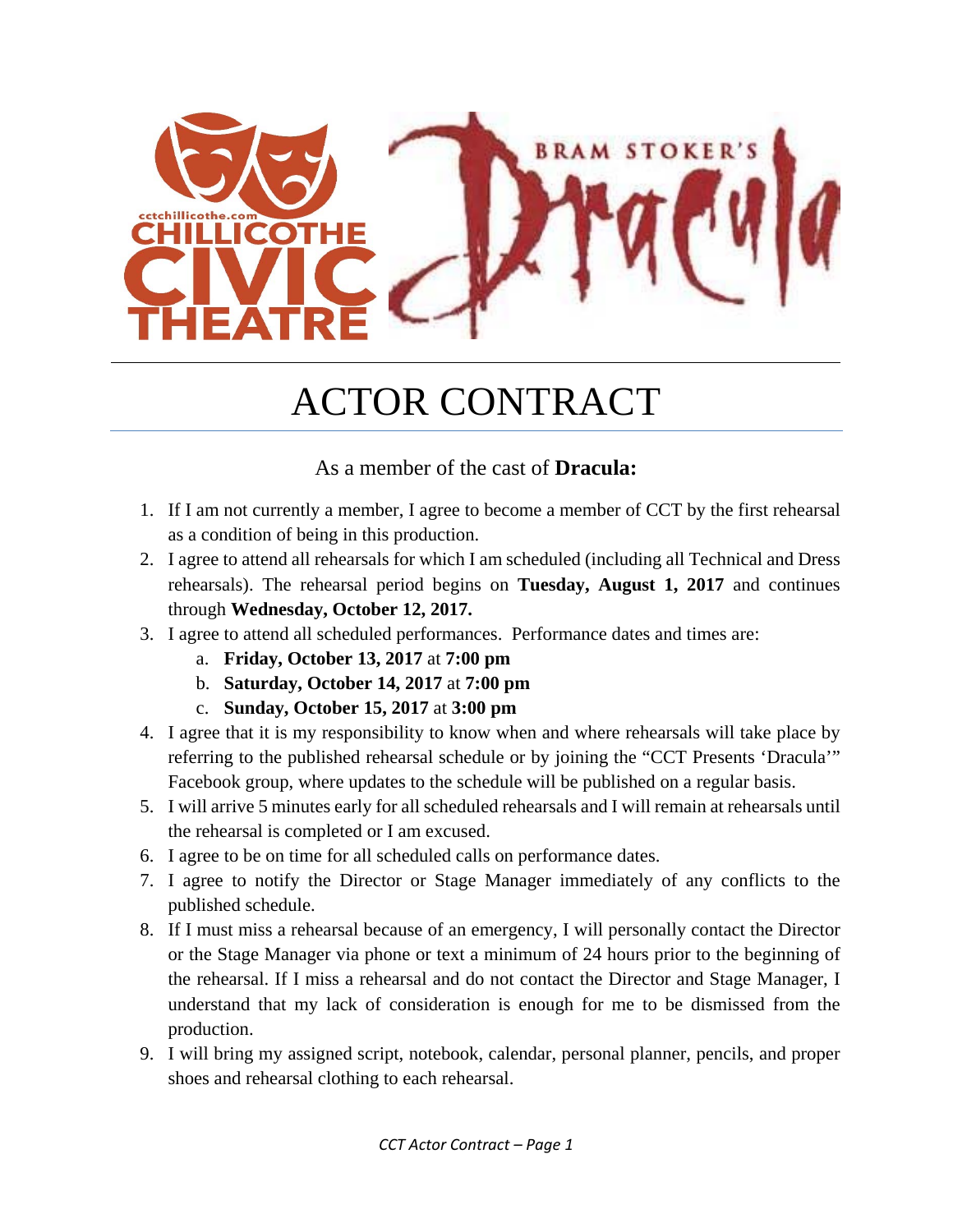# ACTOR CONTRACT

As a member of the cast of **Dracula:**

1. If I am not currently a member, I agree to become a member of CCT by the first rehearsal as a condition of being in this production.
2. I agree to attend all rehearsals for which I am scheduled (including all Technical and Dress rehearsals). The rehearsal period begins on **Tuesday, August 1, 2017** and continues through **Wednesday, October 12, 2017.**
3. I agree to attend all scheduled performances. Performance dates and times are:
   a. **Friday, October 13, 2017** at **7:00 pm**
   b. **Saturday, October 14, 2017** at **7:00 pm**
   c. **Sunday, October 15, 2017** at **3:00 pm**
4. I agree that it is my responsibility to know when and where rehearsals will take place by referring to the published rehearsal schedule or by joining the "CCT Presents 'Dracula'" Facebook group, where updates to the schedule will be published on a regular basis.
5. I will arrive 5 minutes early for all scheduled rehearsals and I will remain at rehearsals until the rehearsal is completed or I am excused.
6. I agree to be on time for all scheduled calls on performance dates.
7. I agree to notify the Director or Stage Manager immediately of any conflicts to the published schedule.
8. If I must miss a rehearsal because of an emergency, I will personally contact the Director or the Stage Manager via phone or text a minimum of 24 hours prior to the beginning of the rehearsal. If I miss a rehearsal and do not contact the Director and Stage Manager, I understand that my lack of consideration is enough for me to be dismissed from the production.
9. I will bring my assigned script, notebook, calendar, personal planner, pencils, and proper shoes and rehearsal clothing to each rehearsal.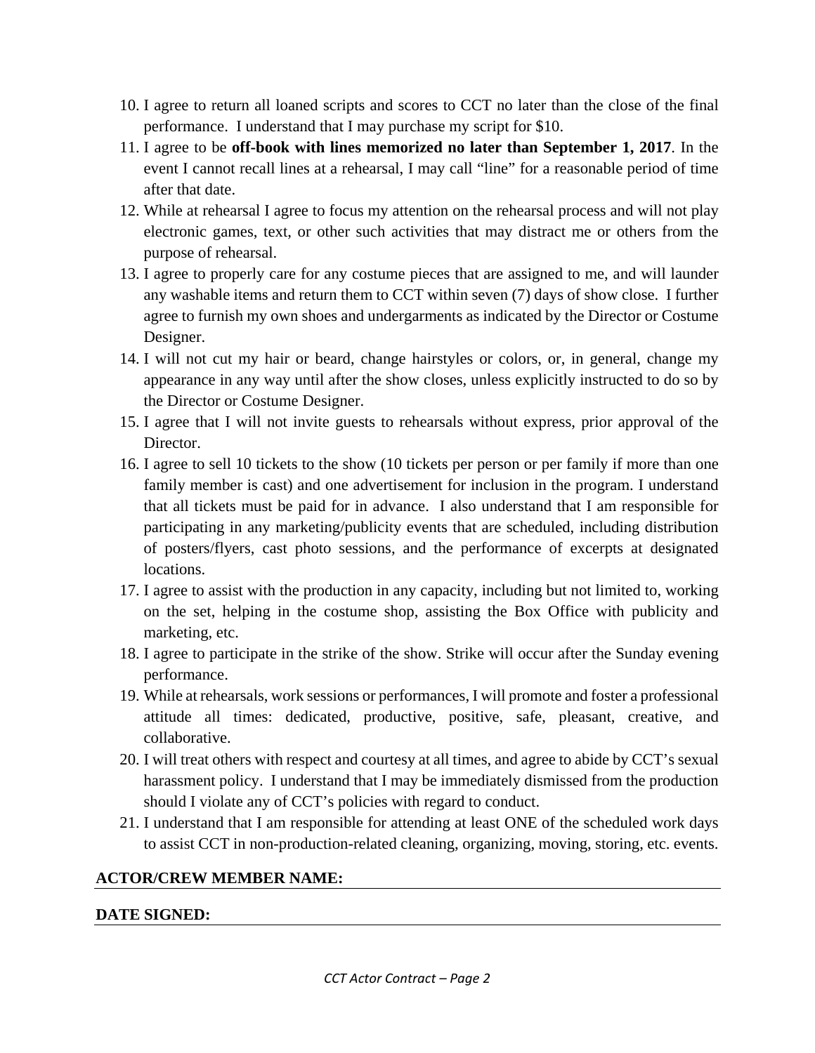10. I agree to return all loaned scripts and scores to CCT no later than the close of the final performance. I understand that I may purchase my script for $10.
11. I agree to be **off-book with lines memorized no later than September 1, 2017**. In the event I cannot recall lines at a rehearsal, I may call "line" for a reasonable period of time after that date.
12. While at rehearsal I agree to focus my attention on the rehearsal process and will not play electronic games, text, or other such activities that may distract me or others from the purpose of rehearsal.
13. I agree to properly care for any costume pieces that are assigned to me, and will launder any washable items and return them to CCT within seven (7) days of show close. I further agree to furnish my own shoes and undergarments as indicated by the Director or Costume Designer.
14. I will not cut my hair or beard, change hairstyles or colors, or, in general, change my appearance in any way until after the show closes, unless explicitly instructed to do so by the Director or Costume Designer.
15. I agree that I will not invite guests to rehearsals without express, prior approval of the Director.
16. I agree to sell 10 tickets to the show (10 tickets per person or per family if more than one family member is cast) and one advertisement for inclusion in the program. I understand that all tickets must be paid for in advance. I also understand that I am responsible for participating in any marketing/publicity events that are scheduled, including distribution of posters/flyers, cast photo sessions, and the performance of excerpts at designated locations.
17. I agree to assist with the production in any capacity, including but not limited to, working on the set, helping in the costume shop, assisting the Box Office with publicity and marketing, etc.
18. I agree to participate in the strike of the show. Strike will occur after the Sunday evening performance.
19. While at rehearsals, work sessions or performances, I will promote and foster a professional attitude all times: dedicated, productive, positive, safe, pleasant, creative, and collaborative.
20. I will treat others with respect and courtesy at all times, and agree to abide by CCT's sexual harassment policy. I understand that I may be immediately dismissed from the production should I violate any of CCT's policies with regard to conduct.
21. I understand that I am responsible for attending at least ONE of the scheduled work days to assist CCT in non-production-related cleaning, organizing, moving, storing, etc. events.

**ACTOR/CREW MEMBER NAME:** ______________________________

**DATE SIGNED:** ______________________________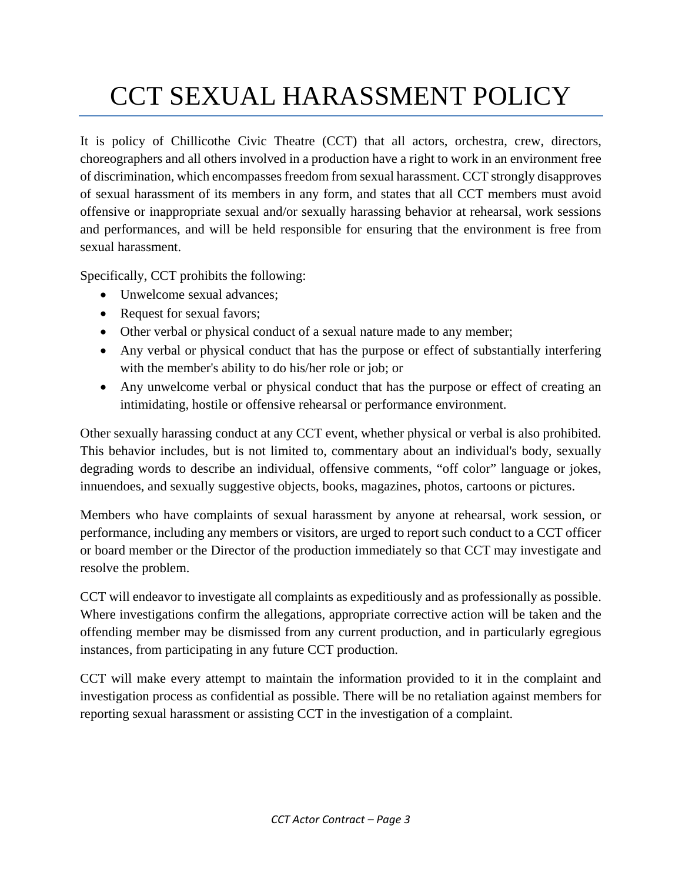# CCT SEXUAL HARASSMENT POLICY

It is policy of Chillicothe Civic Theatre (CCT) that all actors, orchestra, crew, directors, choreographers and all others involved in a production have a right to work in an environment free of discrimination, which encompasses freedom from sexual harassment. CCT strongly disapproves of sexual harassment of its members in any form, and states that all CCT members must avoid offensive or inappropriate sexual and/or sexually harassing behavior at rehearsal, work sessions and performances, and will be held responsible for ensuring that the environment is free from sexual harassment.

Specifically, CCT prohibits the following:

- Unwelcome sexual advances;
- Request for sexual favors;
- Other verbal or physical conduct of a sexual nature made to any member;
- Any verbal or physical conduct that has the purpose or effect of substantially interfering with the member's ability to do his/her role or job; or
- Any unwelcome verbal or physical conduct that has the purpose or effect of creating an intimidating, hostile or offensive rehearsal or performance environment.

Other sexually harassing conduct at any CCT event, whether physical or verbal is also prohibited. This behavior includes, but is not limited to, commentary about an individual's body, sexually degrading words to describe an individual, offensive comments, "off color" language or jokes, innuendoes, and sexually suggestive objects, books, magazines, photos, cartoons or pictures.

Members who have complaints of sexual harassment by anyone at rehearsal, work session, or performance, including any members or visitors, are urged to report such conduct to a CCT officer or board member or the Director of the production immediately so that CCT may investigate and resolve the problem.

CCT will endeavor to investigate all complaints as expeditiously and as professionally as possible. Where investigations confirm the allegations, appropriate corrective action will be taken and the offending member may be dismissed from any current production, and in particularly egregious instances, from participating in any future CCT production.

CCT will make every attempt to maintain the information provided to it in the complaint and investigation process as confidential as possible. There will be no retaliation against members for reporting sexual harassment or assisting CCT in the investigation of a complaint.